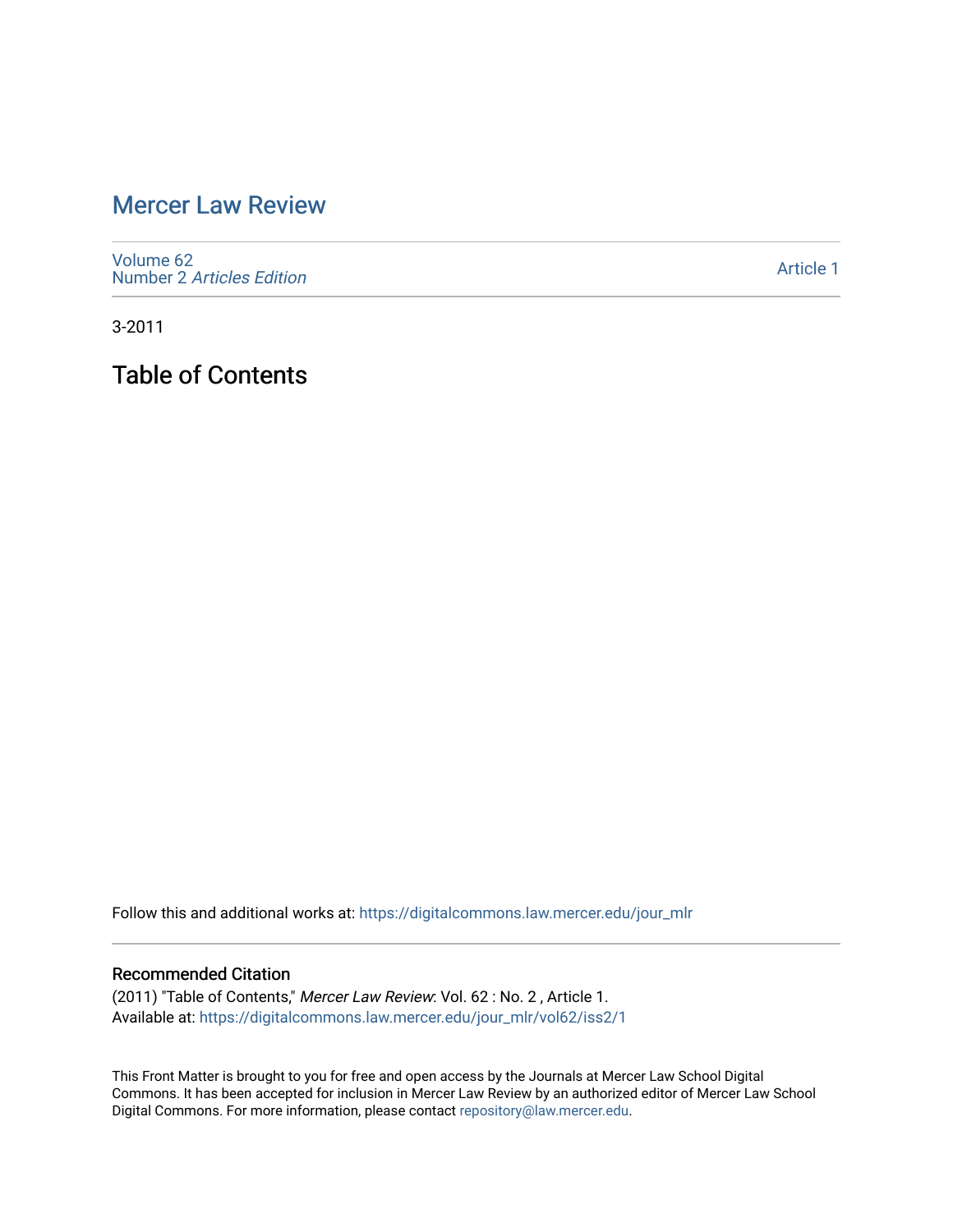# Mercer Law Review

Volume 62
Number 2 *Articles Edition*

Article 1

3-2011

## Table of Contents

Follow this and additional works at: https://digitalcommons.law.mercer.edu/jour_mlr

### Recommended Citation

(2011) "Table of Contents," *Mercer Law Review*: Vol. 62 : No. 2 , Article 1.
Available at: https://digitalcommons.law.mercer.edu/jour_mlr/vol62/iss2/1

This Front Matter is brought to you for free and open access by the Journals at Mercer Law School Digital Commons. It has been accepted for inclusion in Mercer Law Review by an authorized editor of Mercer Law School Digital Commons. For more information, please contact repository@law.mercer.edu.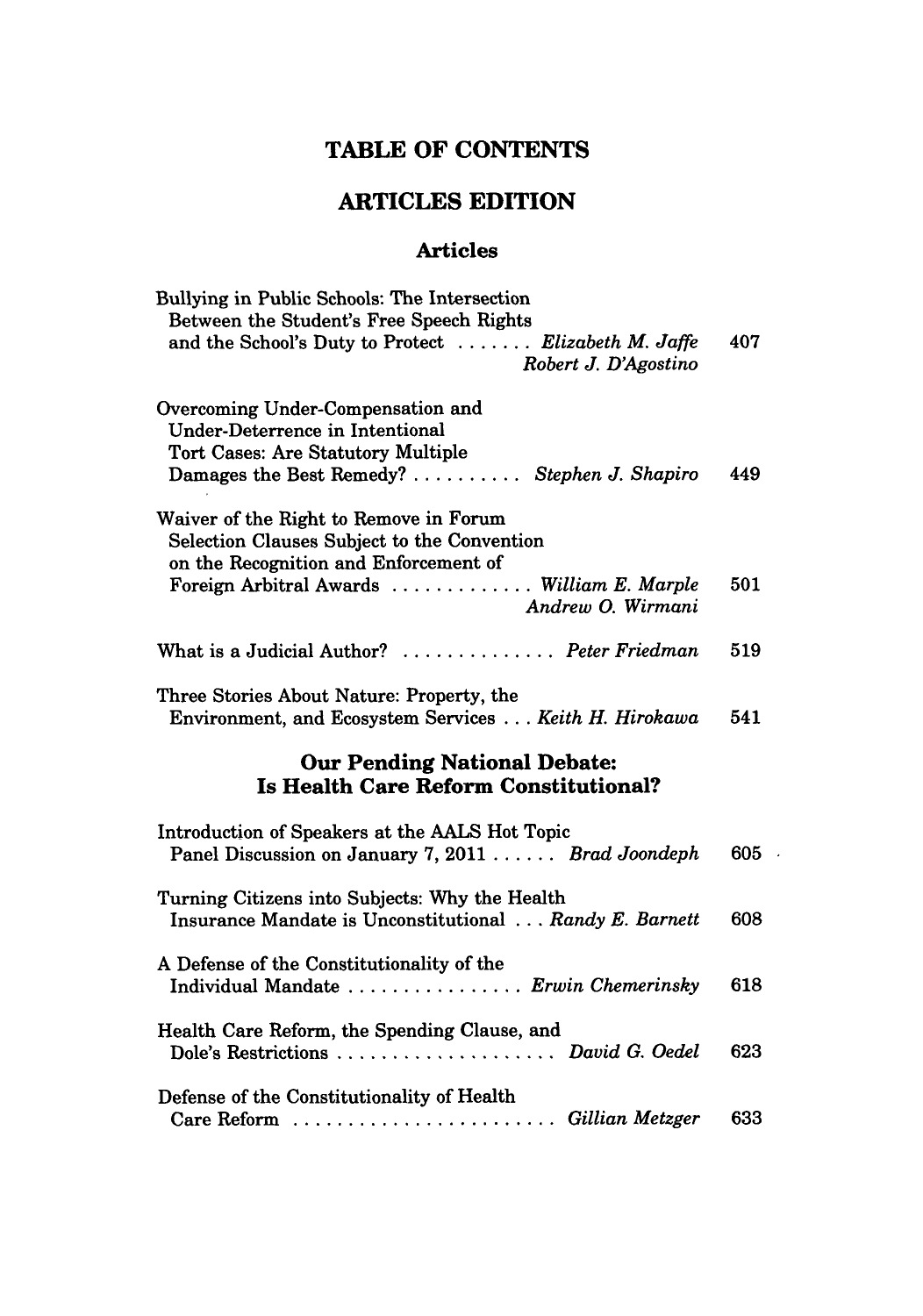# TABLE OF CONTENTS

## ARTICLES EDITION

### Articles

Bullying in Public Schools: The Intersection Between the Student's Free Speech Rights and the School's Duty to Protect ....... *Elizabeth M. Jaffe*, *Robert J. D'Agostino* 407

Overcoming Under-Compensation and Under-Deterrence in Intentional Tort Cases: Are Statutory Multiple Damages the Best Remedy? .......... *Stephen J. Shapiro* 449

Waiver of the Right to Remove in Forum Selection Clauses Subject to the Convention on the Recognition and Enforcement of Foreign Arbitral Awards ............. *William E. Marple*, *Andrew O. Wirmani* 501

What is a Judicial Author? .............. *Peter Friedman* 519

Three Stories About Nature: Property, the Environment, and Ecosystem Services ... *Keith H. Hirokawa* 541

### Our Pending National Debate: Is Health Care Reform Constitutional?

Introduction of Speakers at the AALS Hot Topic Panel Discussion on January 7, 2011 ...... *Brad Joondeph* 605

Turning Citizens into Subjects: Why the Health Insurance Mandate is Unconstitutional ... *Randy E. Barnett* 608

A Defense of the Constitutionality of the Individual Mandate ................ *Erwin Chemerinsky* 618

Health Care Reform, the Spending Clause, and Dole's Restrictions .................... *David G. Oedel* 623

Defense of the Constitutionality of Health Care Reform ........................ *Gillian Metzger* 633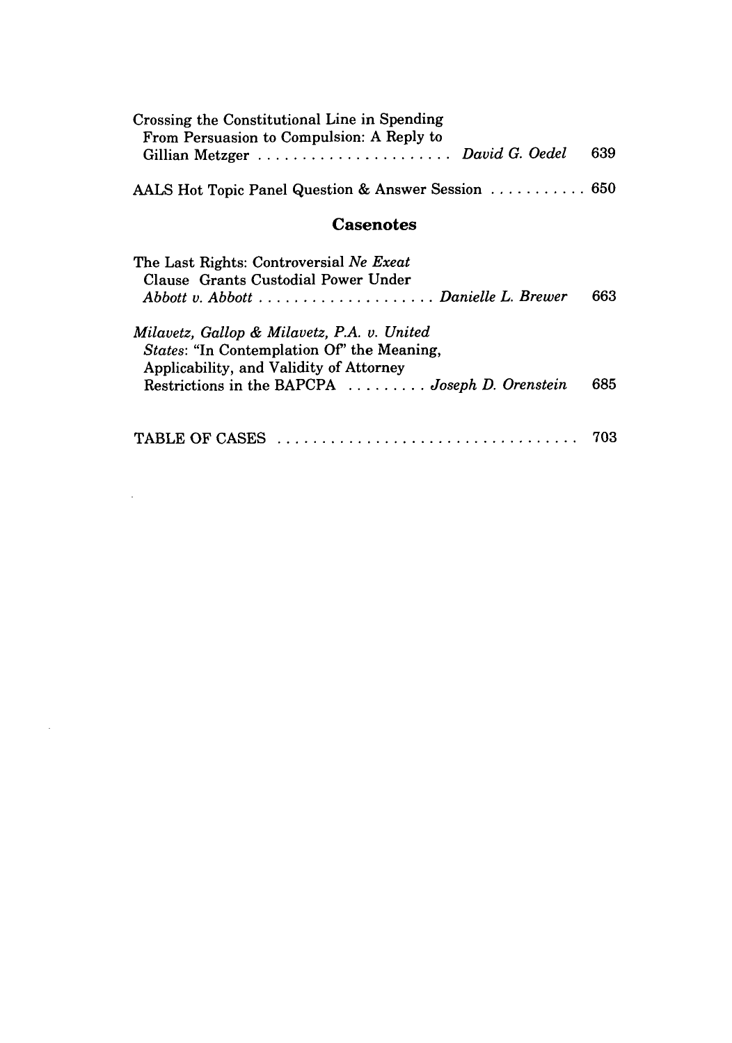Crossing the Constitutional Line in Spending From Persuasion to Compulsion: A Reply to Gillian Metzger ...................... *David G. Oedel* 639

AALS Hot Topic Panel Question & Answer Session ........... 650

## Casenotes

The Last Rights: Controversial *Ne Exeat* Clause Grants Custodial Power Under *Abbott v. Abbott* .................... *Danielle L. Brewer* 663

*Milavetz, Gallop & Milavetz, P.A. v. United States*: "In Contemplation Of" the Meaning, Applicability, and Validity of Attorney Restrictions in the BAPCPA ......... *Joseph D. Orenstein* 685

TABLE OF CASES .................................. 703